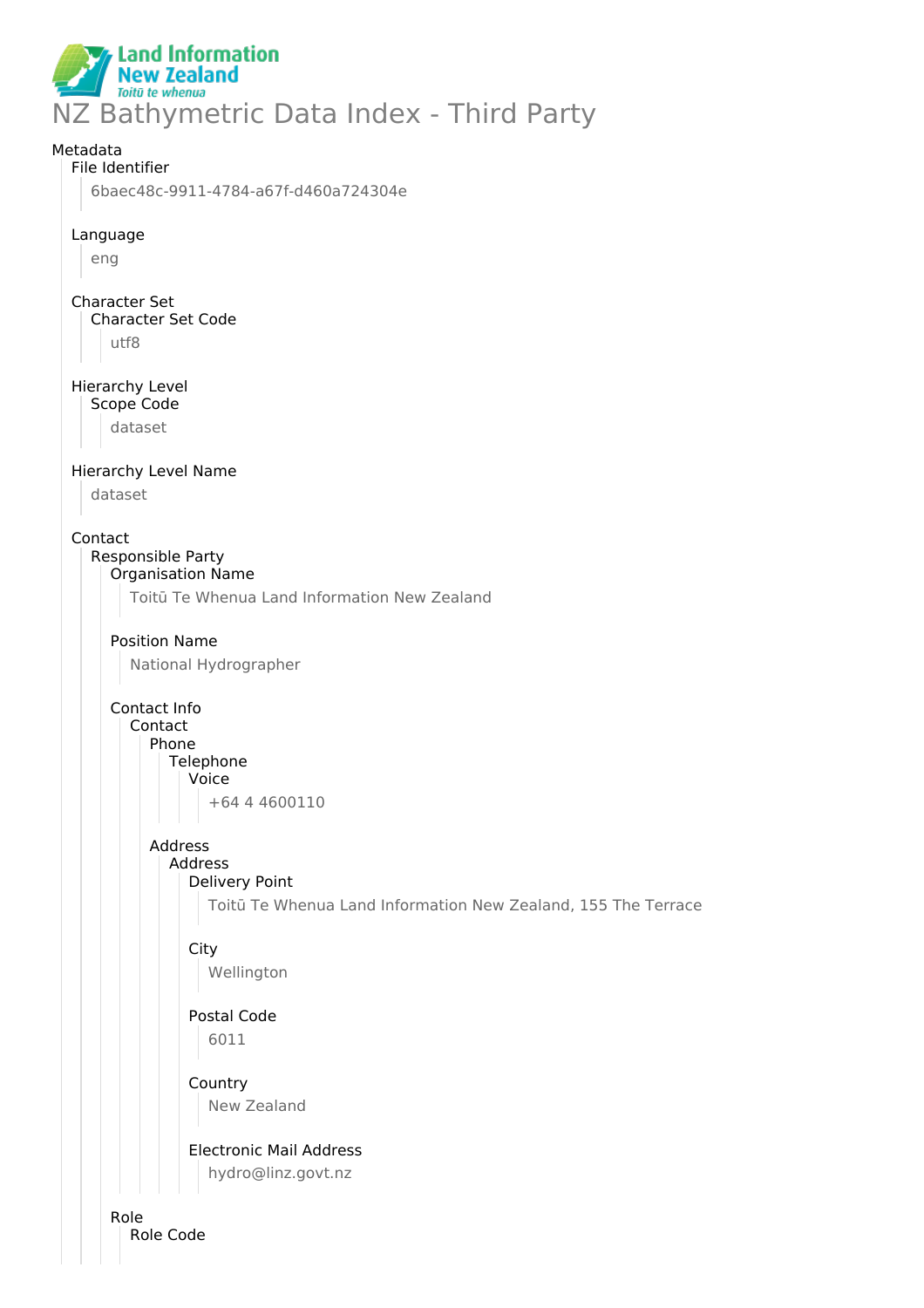# NZ Bathymetric Data Index - Third Party

Metadata

- File Identifier
  - 6baec48c-9911-4784-a67f-d460a724304e
- Language
  - eng
- Character Set
  - Character Set Code
    - utf8
- Hierarchy Level
  - Scope Code
    - dataset
- Hierarchy Level Name
  - dataset
- Contact
  - Responsible Party
    - Organisation Name
      - Toitū Te Whenua Land Information New Zealand
    - Position Name
      - National Hydrographer
    - Contact Info
      - Contact
        - Phone
          - Telephone
            - Voice
              - +64 4 4600110
        - Address
          - Address
            - Delivery Point
              - Toitū Te Whenua Land Information New Zealand, 155 The Terrace
            - City
              - Wellington
            - Postal Code
              - 6011
            - Country
              - New Zealand
            - Electronic Mail Address
              - hydro@linz.govt.nz
    - Role
      - Role Code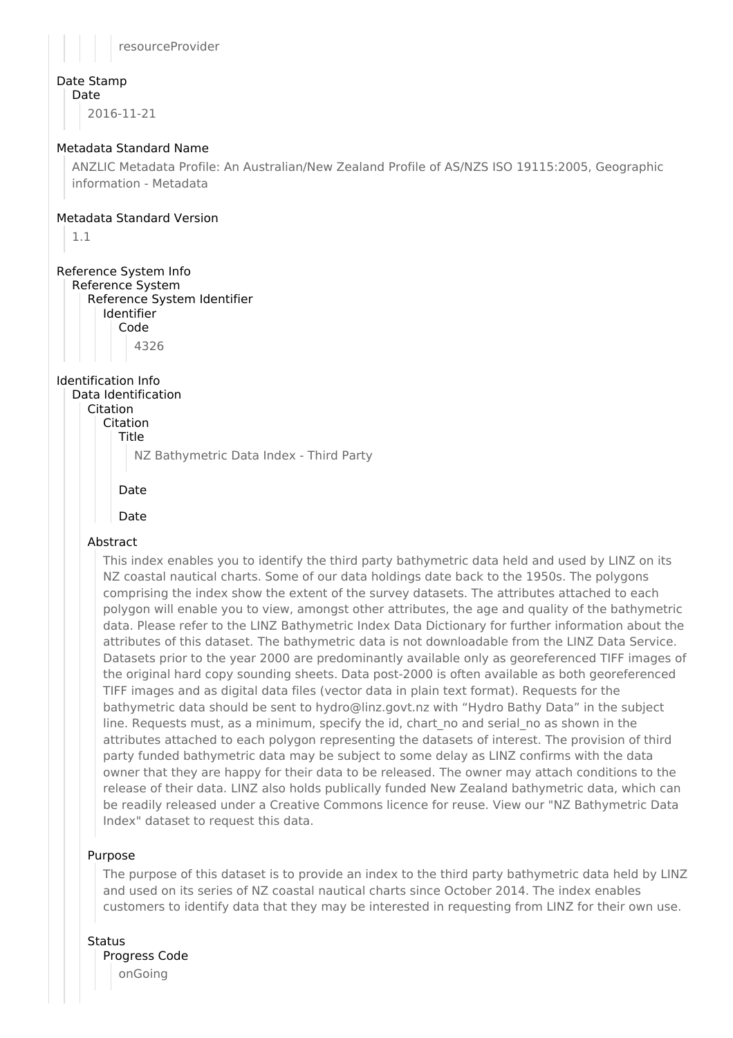resourceProvider

## Date Stamp

### Date

2016-11-21

## Metadata Standard Name

ANZLIC Metadata Profile: An Australian/New Zealand Profile of AS/NZS ISO 19115:2005, Geographic information - Metadata

## Metadata Standard Version

1.1

## Reference System Info

### Reference System

#### Reference System Identifier

##### Identifier

###### Code

4326

## Identification Info

### Data Identification

#### Citation

##### Citation

###### Title

NZ Bathymetric Data Index - Third Party

###### Date

###### Date

#### Abstract

This index enables you to identify the third party bathymetric data held and used by LINZ on its NZ coastal nautical charts. Some of our data holdings date back to the 1950s. The polygons comprising the index show the extent of the survey datasets. The attributes attached to each polygon will enable you to view, amongst other attributes, the age and quality of the bathymetric data. Please refer to the LINZ Bathymetric Index Data Dictionary for further information about the attributes of this dataset. The bathymetric data is not downloadable from the LINZ Data Service. Datasets prior to the year 2000 are predominantly available only as georeferenced TIFF images of the original hard copy sounding sheets. Data post-2000 is often available as both georeferenced TIFF images and as digital data files (vector data in plain text format). Requests for the bathymetric data should be sent to hydro@linz.govt.nz with “Hydro Bathy Data” in the subject line. Requests must, as a minimum, specify the id, chart_no and serial_no as shown in the attributes attached to each polygon representing the datasets of interest. The provision of third party funded bathymetric data may be subject to some delay as LINZ confirms with the data owner that they are happy for their data to be released. The owner may attach conditions to the release of their data. LINZ also holds publically funded New Zealand bathymetric data, which can be readily released under a Creative Commons licence for reuse. View our "NZ Bathymetric Data Index" dataset to request this data.

#### Purpose

The purpose of this dataset is to provide an index to the third party bathymetric data held by LINZ and used on its series of NZ coastal nautical charts since October 2014. The index enables customers to identify data that they may be interested in requesting from LINZ for their own use.

#### Status

##### Progress Code

onGoing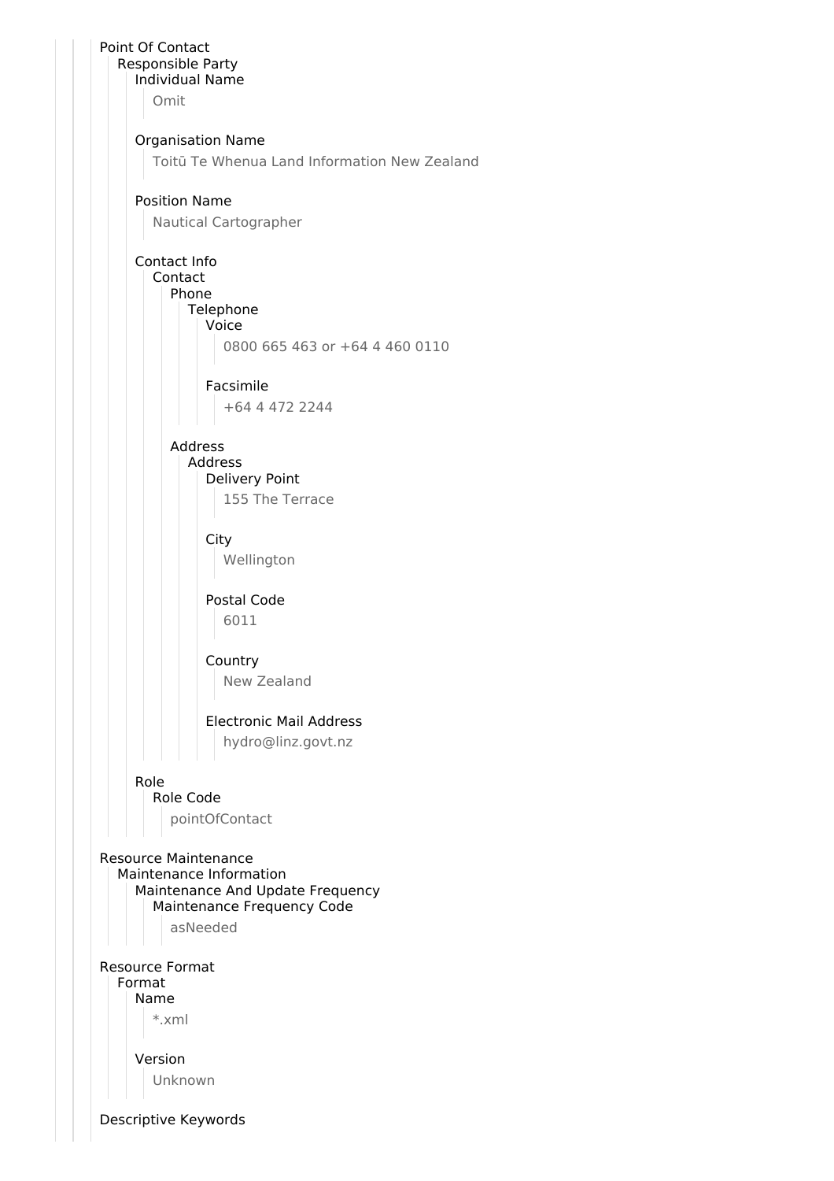Point Of Contact
- Responsible Party
  - Individual Name
    - Omit
  - Organisation Name
    - Toitū Te Whenua Land Information New Zealand
  - Position Name
    - Nautical Cartographer
  - Contact Info
    - Contact
      - Phone
        - Telephone
          - Voice
            - 0800 665 463 or +64 4 460 0110
          - Facsimile
            - +64 4 472 2244
      - Address
        - Address
          - Delivery Point
            - 155 The Terrace
          - City
            - Wellington
          - Postal Code
            - 6011
          - Country
            - New Zealand
          - Electronic Mail Address
            - hydro@linz.govt.nz
  - Role
    - Role Code
      - pointOfContact

Resource Maintenance
- Maintenance Information
  - Maintenance And Update Frequency
    - Maintenance Frequency Code
      - asNeeded

Resource Format
- Format
  - Name
    - *.xml
  - Version
    - Unknown

Descriptive Keywords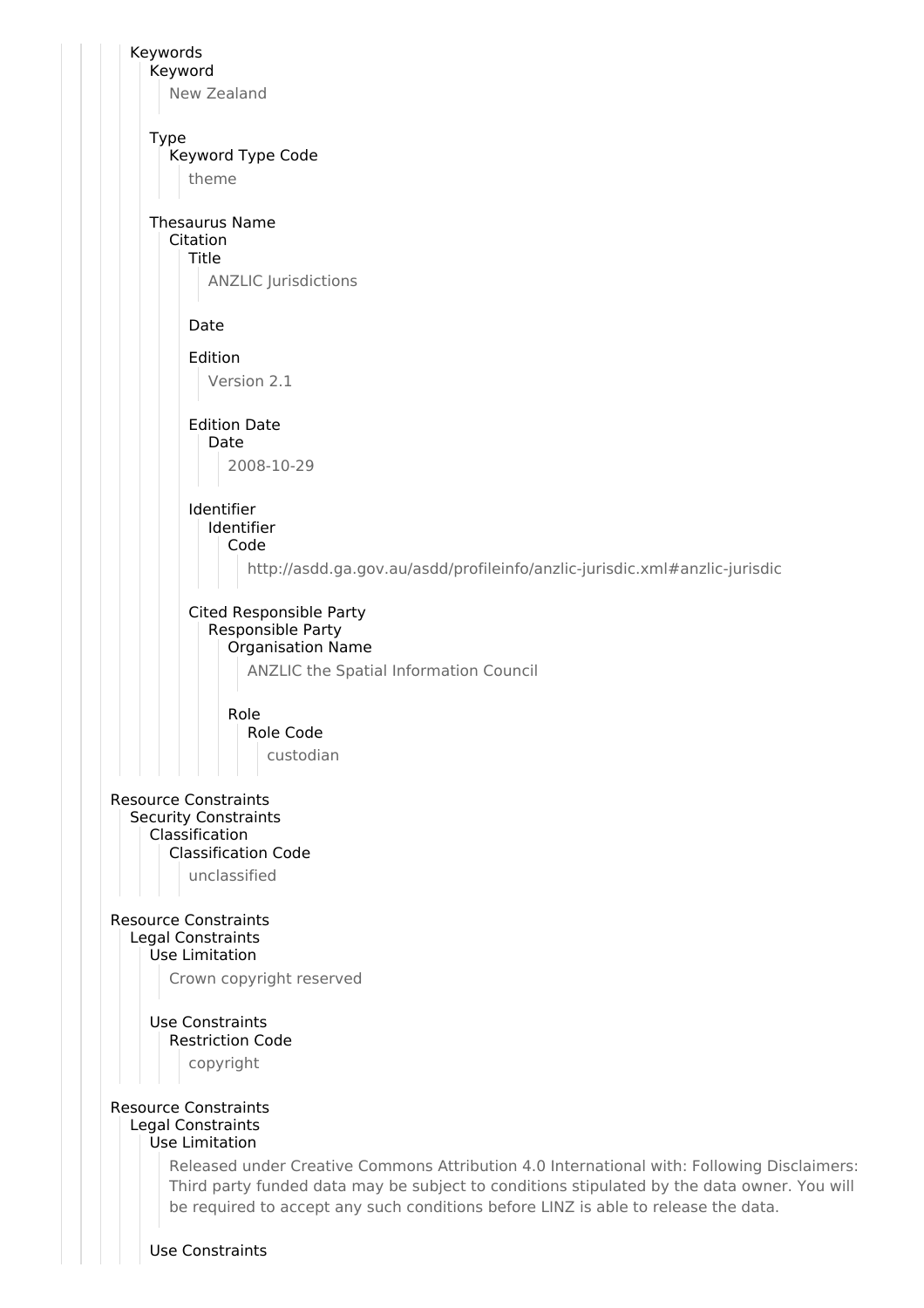- Keywords
  - Keyword
    - New Zealand
  - Type
    - Keyword Type Code
      - theme
  - Thesaurus Name
    - Citation
      - Title
        - ANZLIC Jurisdictions
      - Date
      - Edition
        - Version 2.1
      - Edition Date
        - Date
          - 2008-10-29
      - Identifier
        - Identifier
          - Code
            - http://asdd.ga.gov.au/asdd/profileinfo/anzlic-jurisdic.xml#anzlic-jurisdic
      - Cited Responsible Party
        - Responsible Party
          - Organisation Name
            - ANZLIC the Spatial Information Council
          - Role
            - Role Code
              - custodian

Resource Constraints
- Security Constraints
  - Classification
    - Classification Code
      - unclassified

Resource Constraints
- Legal Constraints
  - Use Limitation
    - Crown copyright reserved
  - Use Constraints
    - Restriction Code
      - copyright

Resource Constraints
- Legal Constraints
  - Use Limitation
    - Released under Creative Commons Attribution 4.0 International with: Following Disclaimers: Third party funded data may be subject to conditions stipulated by the data owner. You will be required to accept any such conditions before LINZ is able to release the data.
  - Use Constraints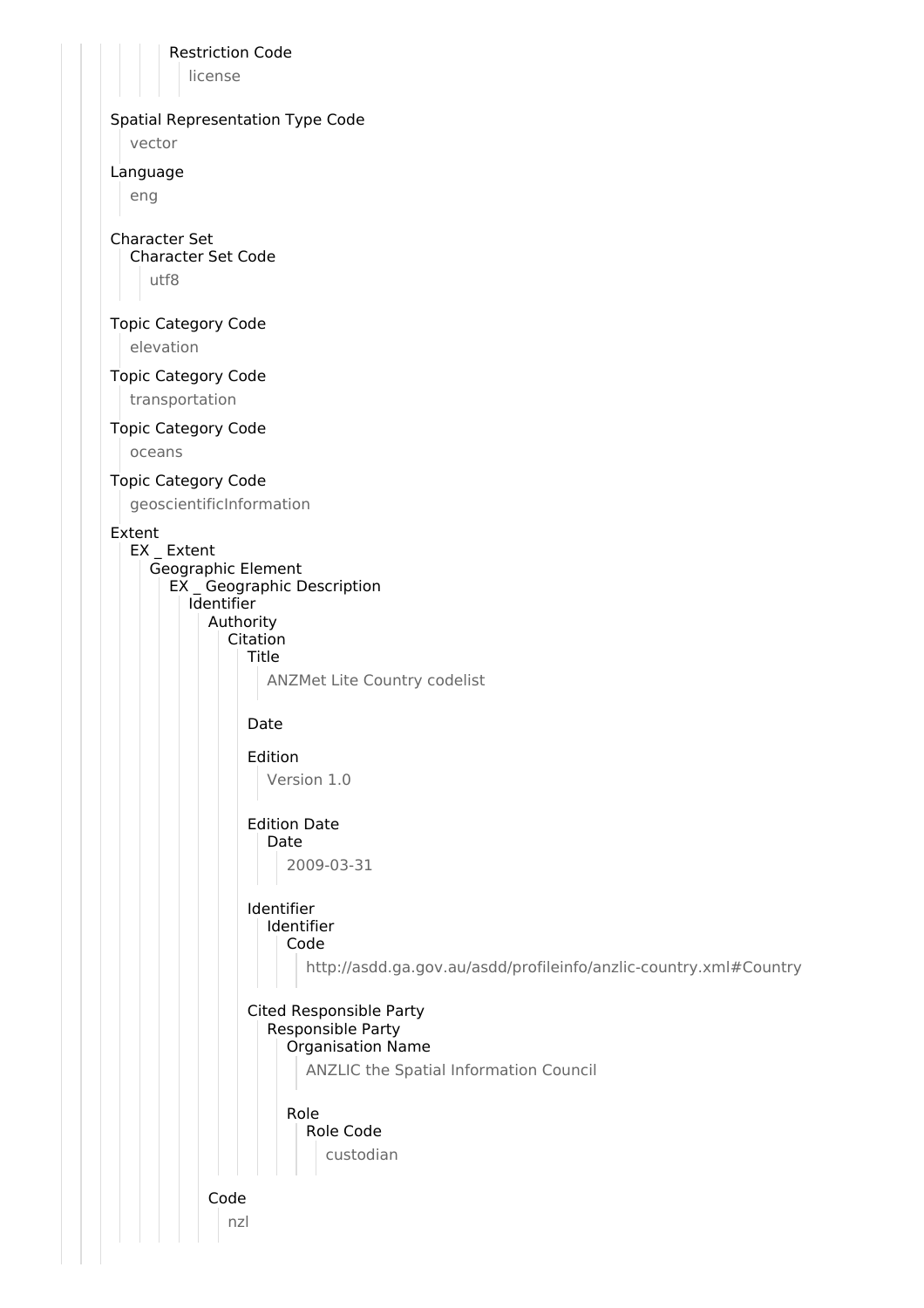Restriction Code

license

Spatial Representation Type Code

vector

Language

eng

Character Set

Character Set Code

utf8

Topic Category Code

elevation

Topic Category Code

transportation

Topic Category Code

oceans

Topic Category Code

geoscientificInformation

Extent

EX _ Extent

Geographic Element

EX _ Geographic Description

Identifier

Authority

Citation

Title

ANZMet Lite Country codelist

Date

Edition

Version 1.0

Edition Date

Date

2009-03-31

Identifier

Identifier

Code

http://asdd.ga.gov.au/asdd/profileinfo/anzlic-country.xml#Country

Cited Responsible Party

Responsible Party

Organisation Name

ANZLIC the Spatial Information Council

Role

Role Code

custodian

Code

nzl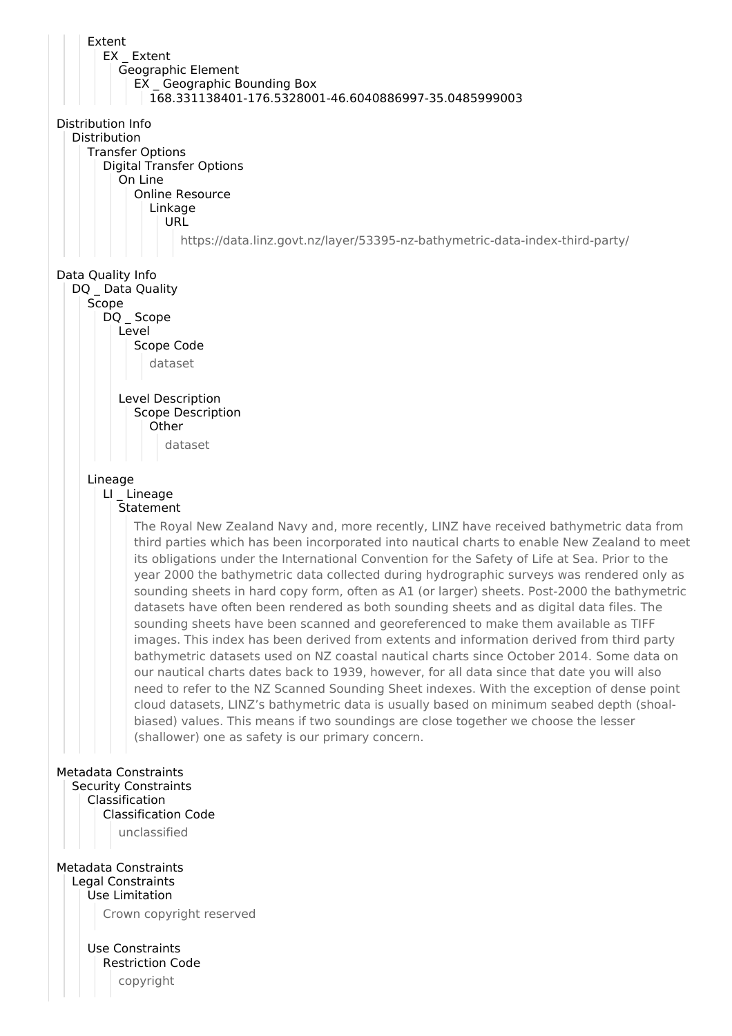Extent
  EX _ Extent
    Geographic Element
      EX _ Geographic Bounding Box
        168.331138401-176.5328001-46.6040886997-35.0485999003

Distribution Info
  Distribution
    Transfer Options
      Digital Transfer Options
        On Line
          Online Resource
            Linkage
              URL
                https://data.linz.govt.nz/layer/53395-nz-bathymetric-data-index-third-party/

Data Quality Info
  DQ _ Data Quality
    Scope
      DQ _ Scope
        Level
          Scope Code
            dataset

        Level Description
          Scope Description
            Other
              dataset

    Lineage
      LI _ Lineage
        Statement
          The Royal New Zealand Navy and, more recently, LINZ have received bathymetric data from third parties which has been incorporated into nautical charts to enable New Zealand to meet its obligations under the International Convention for the Safety of Life at Sea. Prior to the year 2000 the bathymetric data collected during hydrographic surveys was rendered only as sounding sheets in hard copy form, often as A1 (or larger) sheets. Post-2000 the bathymetric datasets have often been rendered as both sounding sheets and as digital data files. The sounding sheets have been scanned and georeferenced to make them available as TIFF images. This index has been derived from extents and information derived from third party bathymetric datasets used on NZ coastal nautical charts since October 2014. Some data on our nautical charts dates back to 1939, however, for all data since that date you will also need to refer to the NZ Scanned Sounding Sheet indexes. With the exception of dense point cloud datasets, LINZ's bathymetric data is usually based on minimum seabed depth (shoal-biased) values. This means if two soundings are close together we choose the lesser (shallower) one as safety is our primary concern.

Metadata Constraints
  Security Constraints
    Classification
      Classification Code
        unclassified

Metadata Constraints
  Legal Constraints
    Use Limitation
      Crown copyright reserved

    Use Constraints
      Restriction Code
        copyright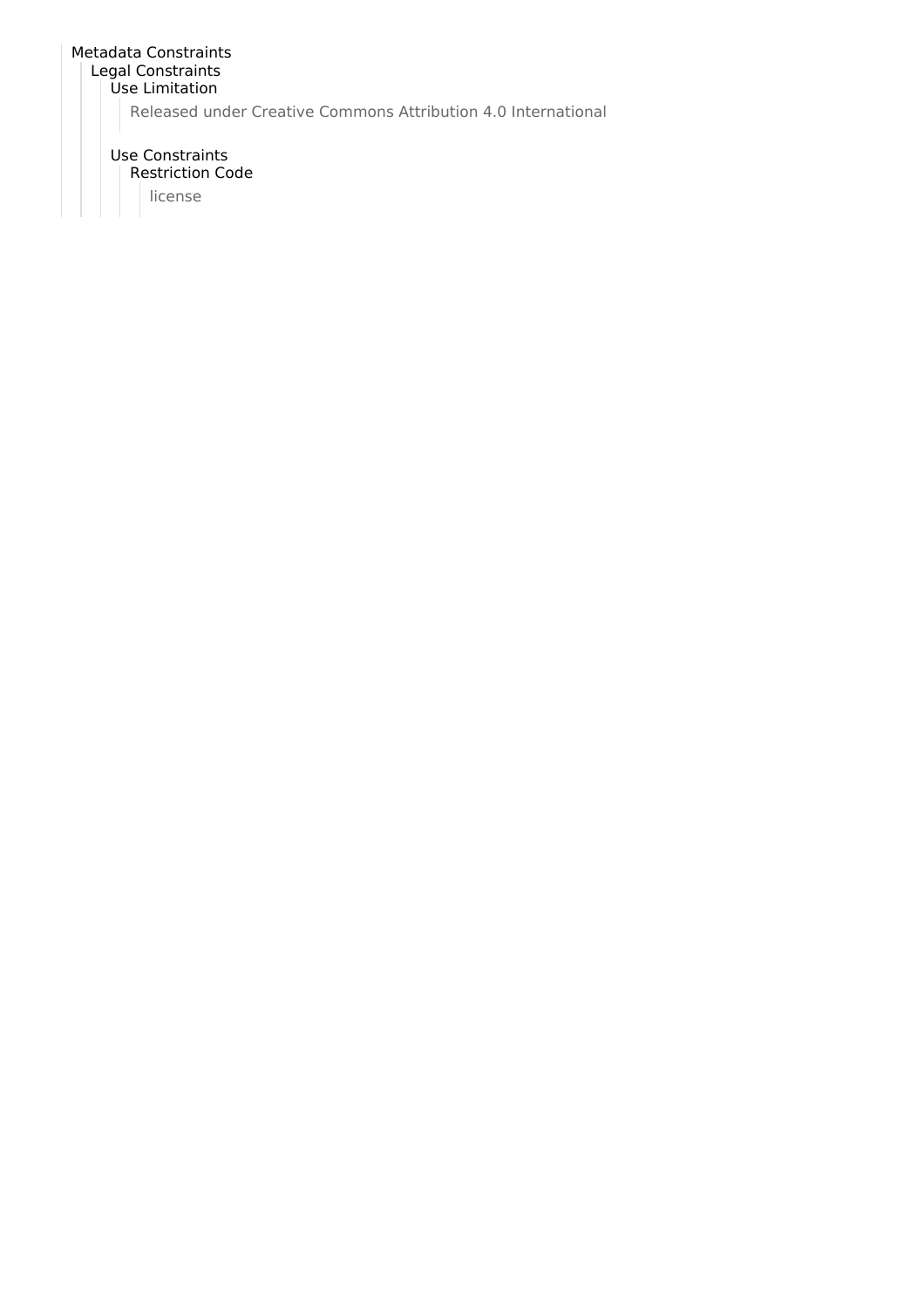Metadata Constraints

Legal Constraints

Use Limitation

Released under Creative Commons Attribution 4.0 International

Use Constraints

Restriction Code

license